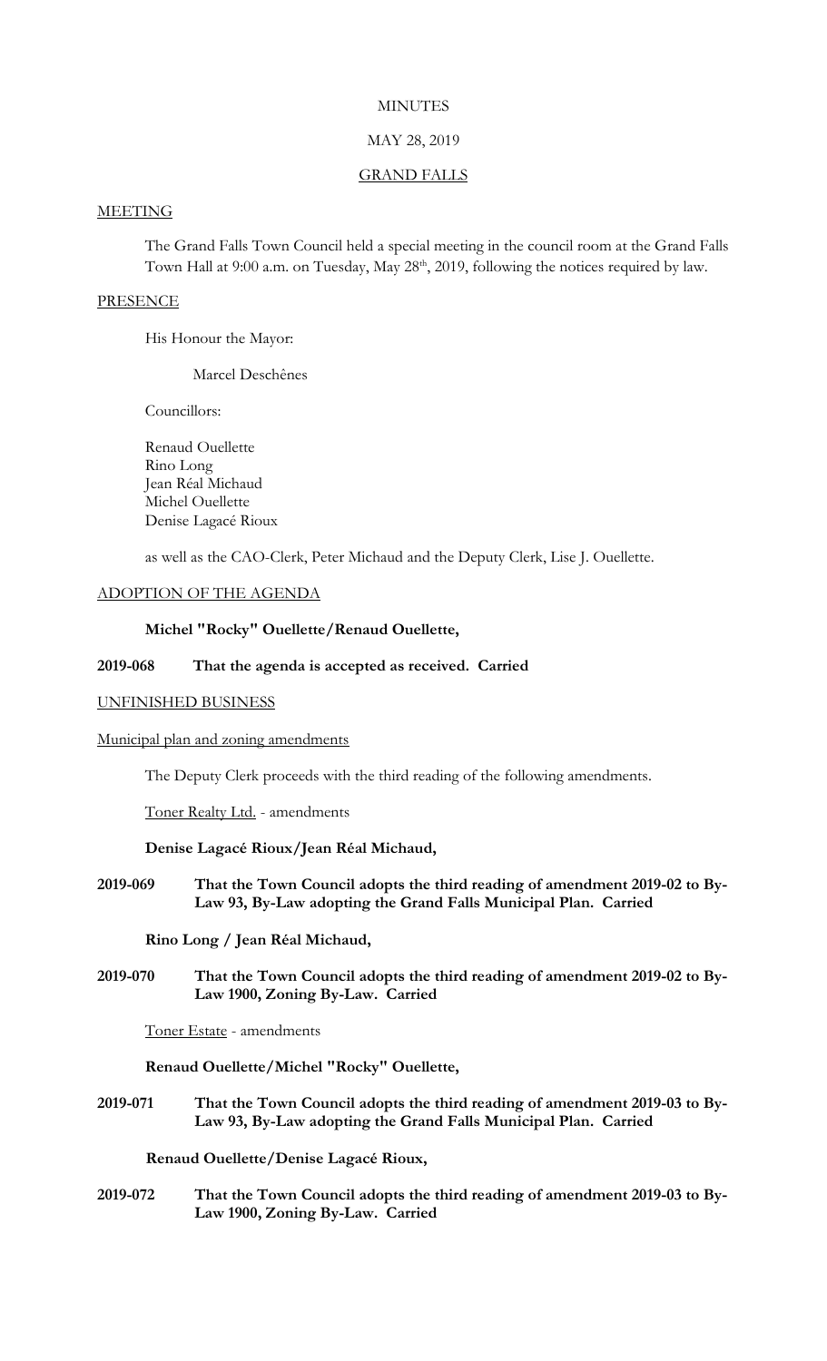MINUTES

MAY 28, 2019

GRAND FALLS

MEETING

The Grand Falls Town Council held a special meeting in the council room at the Grand Falls Town Hall at 9:00 a.m. on Tuesday, May 28th, 2019, following the notices required by law.

PRESENCE

His Honour the Mayor:

Marcel Deschênes

Councillors:

Renaud Ouellette
Rino Long
Jean Réal Michaud
Michel Ouellette
Denise Lagacé Rioux

as well as the CAO-Clerk, Peter Michaud and the Deputy Clerk, Lise J. Ouellette.

ADOPTION OF THE AGENDA

**Michel "Rocky" Ouellette/Renaud Ouellette,**

**2019-068 That the agenda is accepted as received. Carried**

UNFINISHED BUSINESS

Municipal plan and zoning amendments

The Deputy Clerk proceeds with the third reading of the following amendments.

Toner Realty Ltd. - amendments

**Denise Lagacé Rioux/Jean Réal Michaud,**

**2019-069 That the Town Council adopts the third reading of amendment 2019-02 to By-Law 93, By-Law adopting the Grand Falls Municipal Plan. Carried**

**Rino Long / Jean Réal Michaud,**

**2019-070 That the Town Council adopts the third reading of amendment 2019-02 to By-Law 1900, Zoning By-Law. Carried**

Toner Estate - amendments

**Renaud Ouellette/Michel "Rocky" Ouellette,**

**2019-071 That the Town Council adopts the third reading of amendment 2019-03 to By-Law 93, By-Law adopting the Grand Falls Municipal Plan. Carried**

**Renaud Ouellette/Denise Lagacé Rioux,**

**2019-072 That the Town Council adopts the third reading of amendment 2019-03 to By-Law 1900, Zoning By-Law. Carried**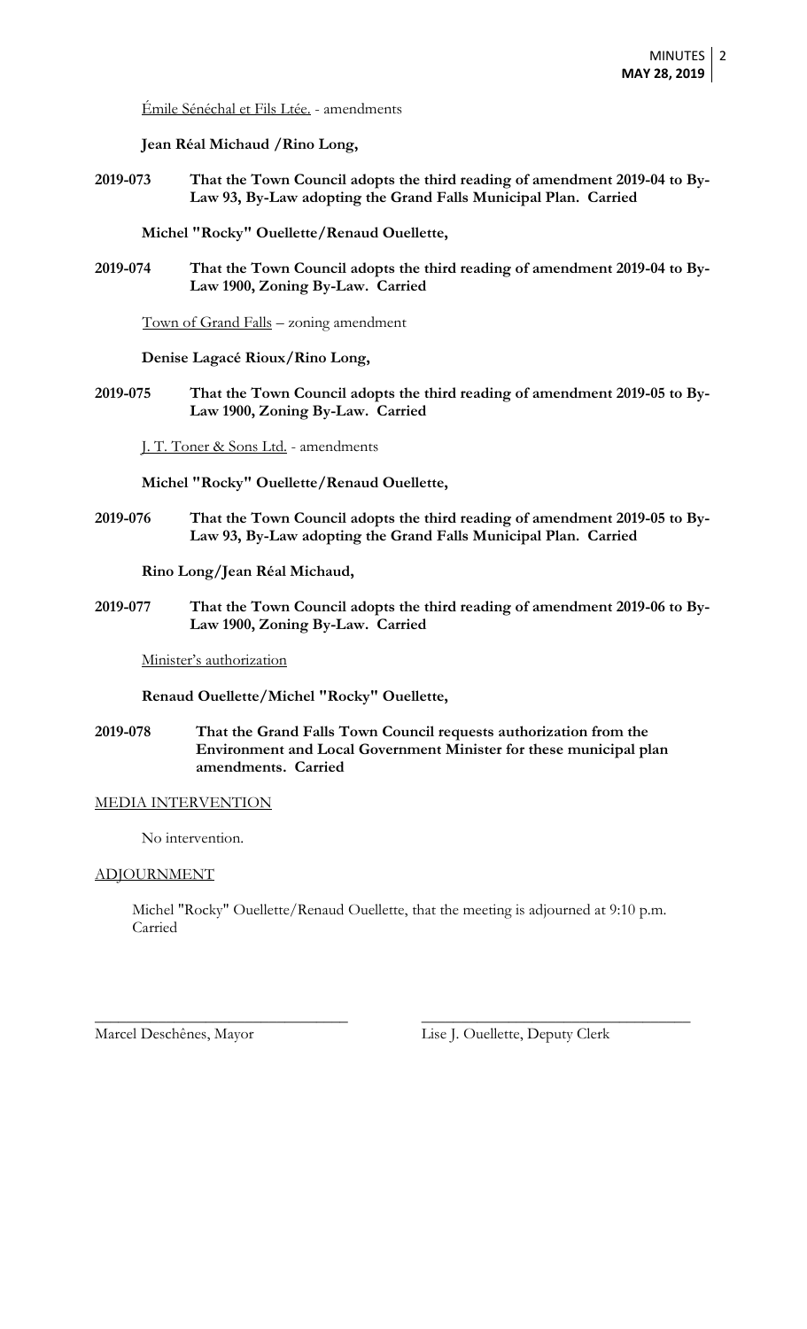Émile Sénéchal et Fils Ltée. - amendments

**Jean Réal Michaud /Rino Long,**

**2019-073 That the Town Council adopts the third reading of amendment 2019-04 to By-Law 93, By-Law adopting the Grand Falls Municipal Plan. Carried**

**Michel "Rocky" Ouellette/Renaud Ouellette,**

**2019-074 That the Town Council adopts the third reading of amendment 2019-04 to By-Law 1900, Zoning By-Law. Carried**

Town of Grand Falls – zoning amendment

**Denise Lagacé Rioux/Rino Long,**

**2019-075 That the Town Council adopts the third reading of amendment 2019-05 to By-Law 1900, Zoning By-Law. Carried**

J. T. Toner & Sons Ltd. - amendments

**Michel "Rocky" Ouellette/Renaud Ouellette,**

**2019-076 That the Town Council adopts the third reading of amendment 2019-05 to By-Law 93, By-Law adopting the Grand Falls Municipal Plan. Carried**

**Rino Long/Jean Réal Michaud,**

**2019-077 That the Town Council adopts the third reading of amendment 2019-06 to By-Law 1900, Zoning By-Law. Carried**

Minister's authorization

**Renaud Ouellette/Michel "Rocky" Ouellette,**

**2019-078 That the Grand Falls Town Council requests authorization from the Environment and Local Government Minister for these municipal plan amendments. Carried**

MEDIA INTERVENTION

No intervention.

ADJOURNMENT

Michel "Rocky" Ouellette/Renaud Ouellette, that the meeting is adjourned at 9:10 p.m. Carried

\_\_\_\_\_\_\_\_\_\_\_\_\_\_\_\_\_\_\_\_\_\_\_\_\_\_\_\_\_\_ \_\_\_\_\_\_\_\_\_\_\_\_\_\_\_\_\_\_\_\_\_\_\_\_\_\_\_\_\_\_

Marcel Deschênes, Mayor Lise J. Ouellette, Deputy Clerk